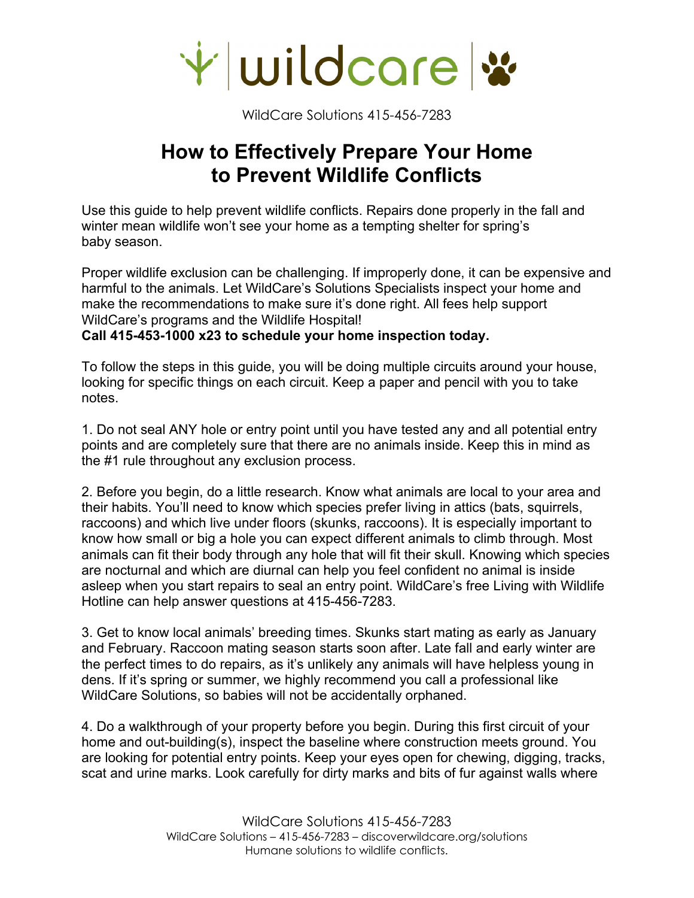wildcare

WildCare Solutions 415-456-7283

# How to Effectively Prepare Your Home to Prevent Wildlife Conflicts

Use this guide to help prevent wildlife conflicts. Repairs done properly in the fall and winter mean wildlife won't see your home as a tempting shelter for spring's baby season.

Proper wildlife exclusion can be challenging. If improperly done, it can be expensive and harmful to the animals. Let WildCare's Solutions Specialists inspect your home and make the recommendations to make sure it's done right. All fees help support WildCare's programs and the Wildlife Hospital!
**Call 415-453-1000 x23 to schedule your home inspection today.**

To follow the steps in this guide, you will be doing multiple circuits around your house, looking for specific things on each circuit. Keep a paper and pencil with you to take notes.

1. Do not seal ANY hole or entry point until you have tested any and all potential entry points and are completely sure that there are no animals inside. Keep this in mind as the #1 rule throughout any exclusion process.

2. Before you begin, do a little research. Know what animals are local to your area and their habits. You'll need to know which species prefer living in attics (bats, squirrels, raccoons) and which live under floors (skunks, raccoons). It is especially important to know how small or big a hole you can expect different animals to climb through. Most animals can fit their body through any hole that will fit their skull. Knowing which species are nocturnal and which are diurnal can help you feel confident no animal is inside asleep when you start repairs to seal an entry point. WildCare's free Living with Wildlife Hotline can help answer questions at 415-456-7283.

3. Get to know local animals' breeding times. Skunks start mating as early as January and February. Raccoon mating season starts soon after. Late fall and early winter are the perfect times to do repairs, as it's unlikely any animals will have helpless young in dens. If it's spring or summer, we highly recommend you call a professional like WildCare Solutions, so babies will not be accidentally orphaned.

4. Do a walkthrough of your property before you begin. During this first circuit of your home and out-building(s), inspect the baseline where construction meets ground. You are looking for potential entry points. Keep your eyes open for chewing, digging, tracks, scat and urine marks. Look carefully for dirty marks and bits of fur against walls where

WildCare Solutions 415-456-7283
WildCare Solutions – 415-456-7283 – discoverwildcare.org/solutions
Humane solutions to wildlife conflicts.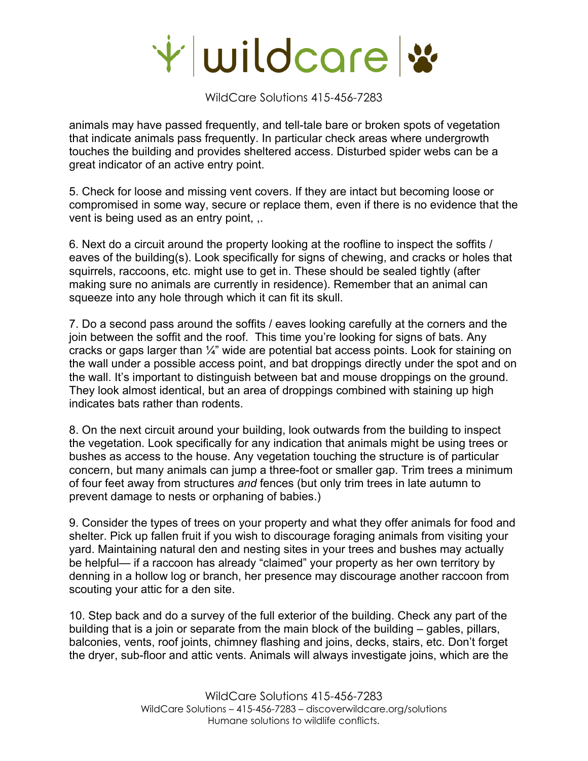animals may have passed frequently, and tell-tale bare or broken spots of vegetation that indicate animals pass frequently. In particular check areas where undergrowth touches the building and provides sheltered access. Disturbed spider webs can be a great indicator of an active entry point.

5. Check for loose and missing vent covers. If they are intact but becoming loose or compromised in some way, secure or replace them, even if there is no evidence that the vent is being used as an entry point, ,.

6. Next do a circuit around the property looking at the roofline to inspect the soffits / eaves of the building(s). Look specifically for signs of chewing, and cracks or holes that squirrels, raccoons, etc. might use to get in. These should be sealed tightly (after making sure no animals are currently in residence). Remember that an animal can squeeze into any hole through which it can fit its skull.

7. Do a second pass around the soffits / eaves looking carefully at the corners and the join between the soffit and the roof. This time you're looking for signs of bats. Any cracks or gaps larger than ¼" wide are potential bat access points. Look for staining on the wall under a possible access point, and bat droppings directly under the spot and on the wall. It's important to distinguish between bat and mouse droppings on the ground. They look almost identical, but an area of droppings combined with staining up high indicates bats rather than rodents.

8. On the next circuit around your building, look outwards from the building to inspect the vegetation. Look specifically for any indication that animals might be using trees or bushes as access to the house. Any vegetation touching the structure is of particular concern, but many animals can jump a three-foot or smaller gap. Trim trees a minimum of four feet away from structures *and* fences (but only trim trees in late autumn to prevent damage to nests or orphaning of babies.)

9. Consider the types of trees on your property and what they offer animals for food and shelter. Pick up fallen fruit if you wish to discourage foraging animals from visiting your yard. Maintaining natural den and nesting sites in your trees and bushes may actually be helpful— if a raccoon has already "claimed" your property as her own territory by denning in a hollow log or branch, her presence may discourage another raccoon from scouting your attic for a den site.

10. Step back and do a survey of the full exterior of the building. Check any part of the building that is a join or separate from the main block of the building – gables, pillars, balconies, vents, roof joints, chimney flashing and joins, decks, stairs, etc. Don't forget the dryer, sub-floor and attic vents. Animals will always investigate joins, which are the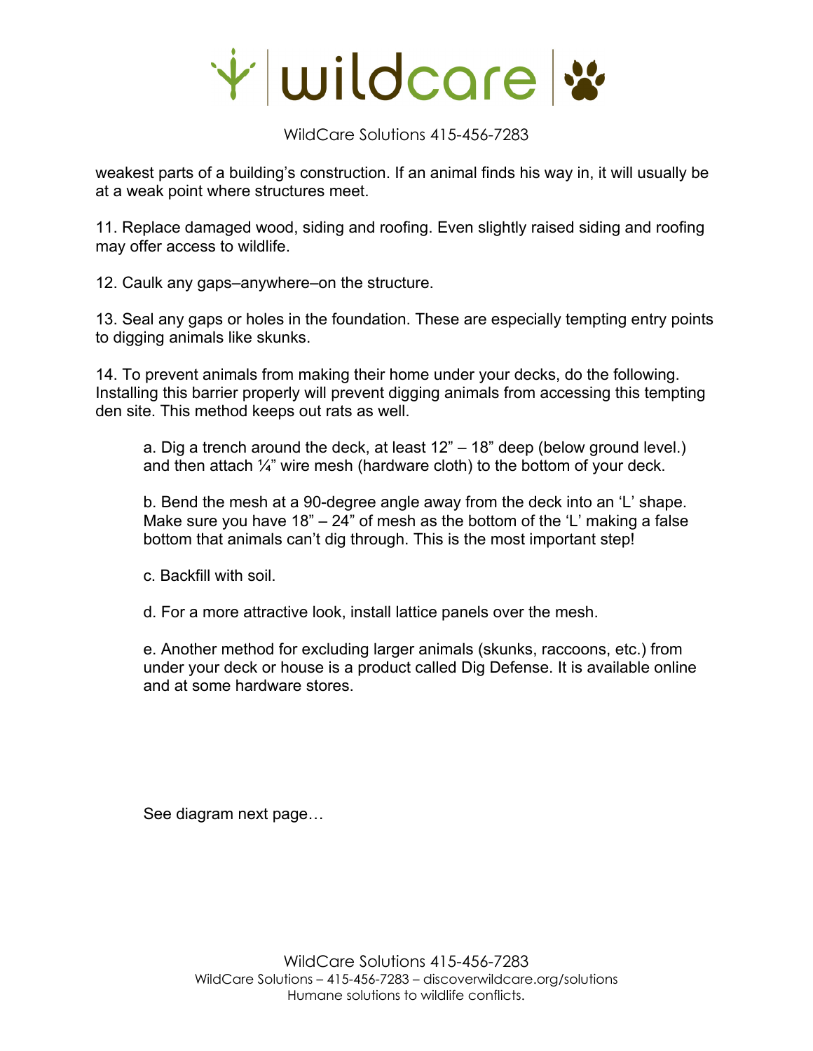weakest parts of a building's construction. If an animal finds his way in, it will usually be at a weak point where structures meet.

11. Replace damaged wood, siding and roofing. Even slightly raised siding and roofing may offer access to wildlife.

12. Caulk any gaps–anywhere–on the structure.

13. Seal any gaps or holes in the foundation. These are especially tempting entry points to digging animals like skunks.

14. To prevent animals from making their home under your decks, do the following. Installing this barrier properly will prevent digging animals from accessing this tempting den site. This method keeps out rats as well.

> a. Dig a trench around the deck, at least 12" – 18" deep (below ground level.) and then attach ¼" wire mesh (hardware cloth) to the bottom of your deck.
>
> b. Bend the mesh at a 90-degree angle away from the deck into an 'L' shape. Make sure you have 18" – 24" of mesh as the bottom of the 'L' making a false bottom that animals can't dig through. This is the most important step!
>
> c. Backfill with soil.
>
> d. For a more attractive look, install lattice panels over the mesh.
>
> e. Another method for excluding larger animals (skunks, raccoons, etc.) from under your deck or house is a product called Dig Defense. It is available online and at some hardware stores.

See diagram next page…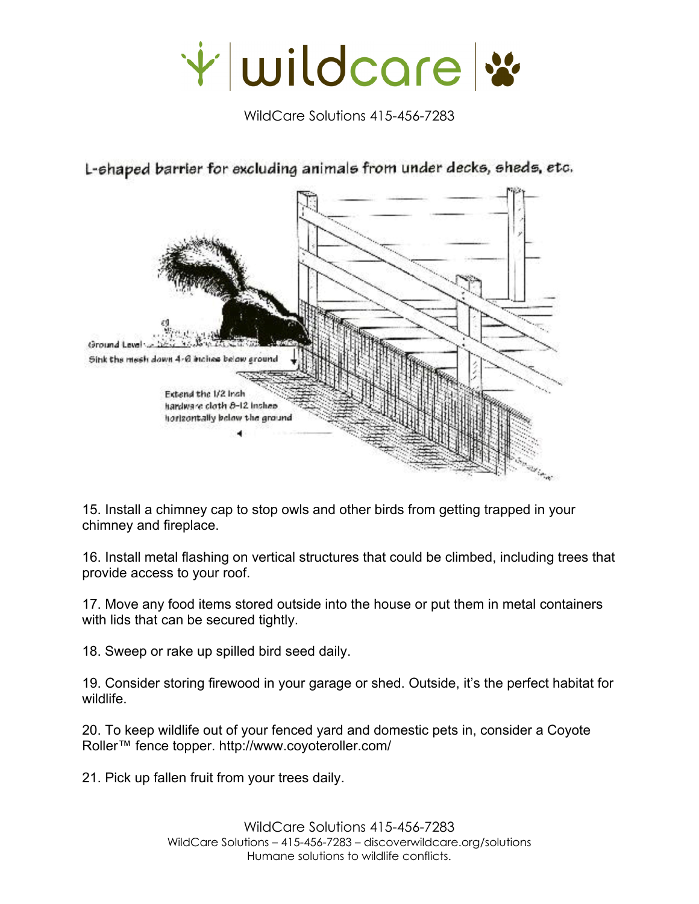WildCare Solutions 415-456-7283

L-shaped barrier for excluding animals from under decks, sheds, etc.

Ground Level

Sink the mesh down 4-6 inches below ground

Extend the 1/2 inch hardware cloth 8-12 inches horizontally below the ground

15. Install a chimney cap to stop owls and other birds from getting trapped in your chimney and fireplace.

16. Install metal flashing on vertical structures that could be climbed, including trees that provide access to your roof.

17. Move any food items stored outside into the house or put them in metal containers with lids that can be secured tightly.

18. Sweep or rake up spilled bird seed daily.

19. Consider storing firewood in your garage or shed. Outside, it's the perfect habitat for wildlife.

20. To keep wildlife out of your fenced yard and domestic pets in, consider a Coyote Roller™ fence topper. http://www.coyoteroller.com/

21. Pick up fallen fruit from your trees daily.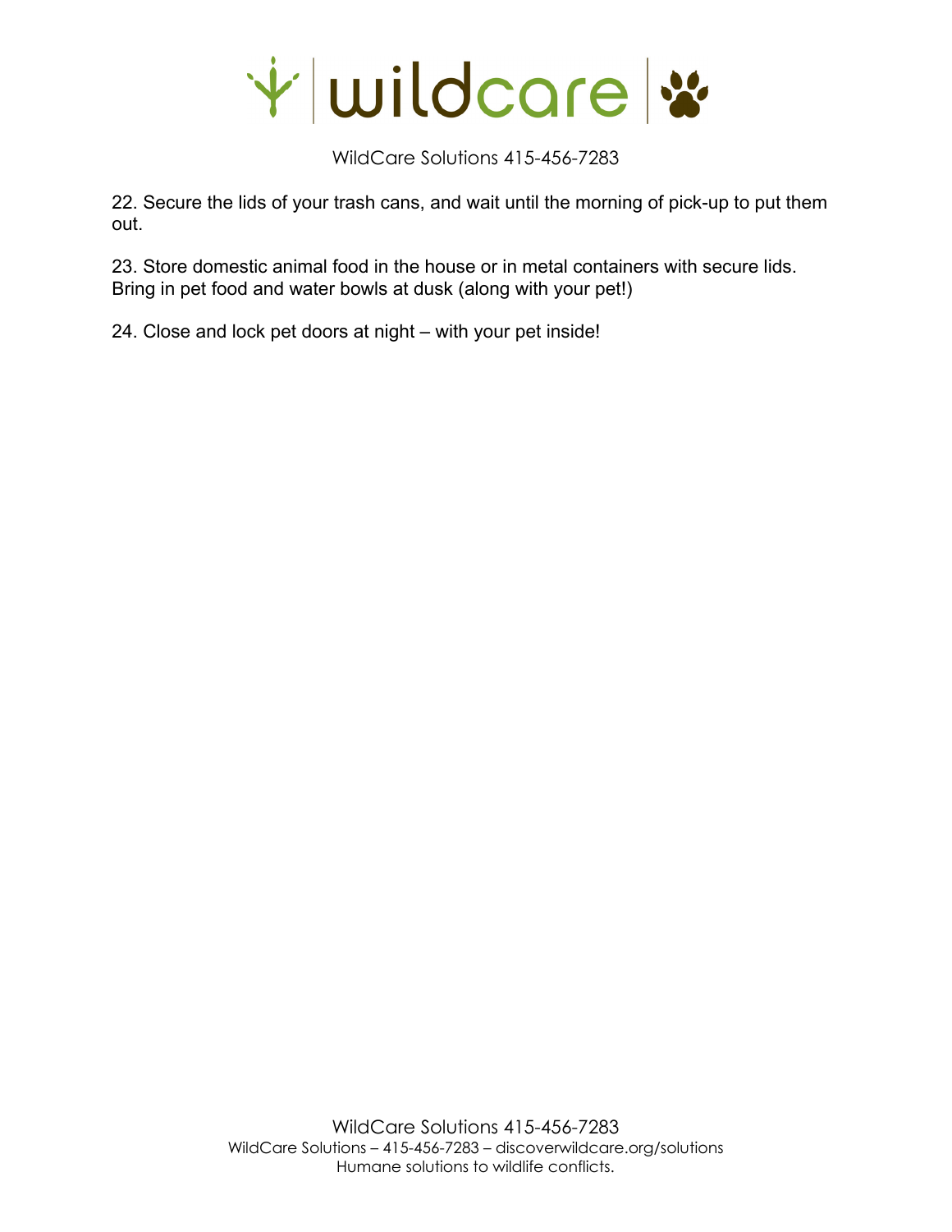22. Secure the lids of your trash cans, and wait until the morning of pick-up to put them out.

23. Store domestic animal food in the house or in metal containers with secure lids. Bring in pet food and water bowls at dusk (along with your pet!)

24. Close and lock pet doors at night – with your pet inside!